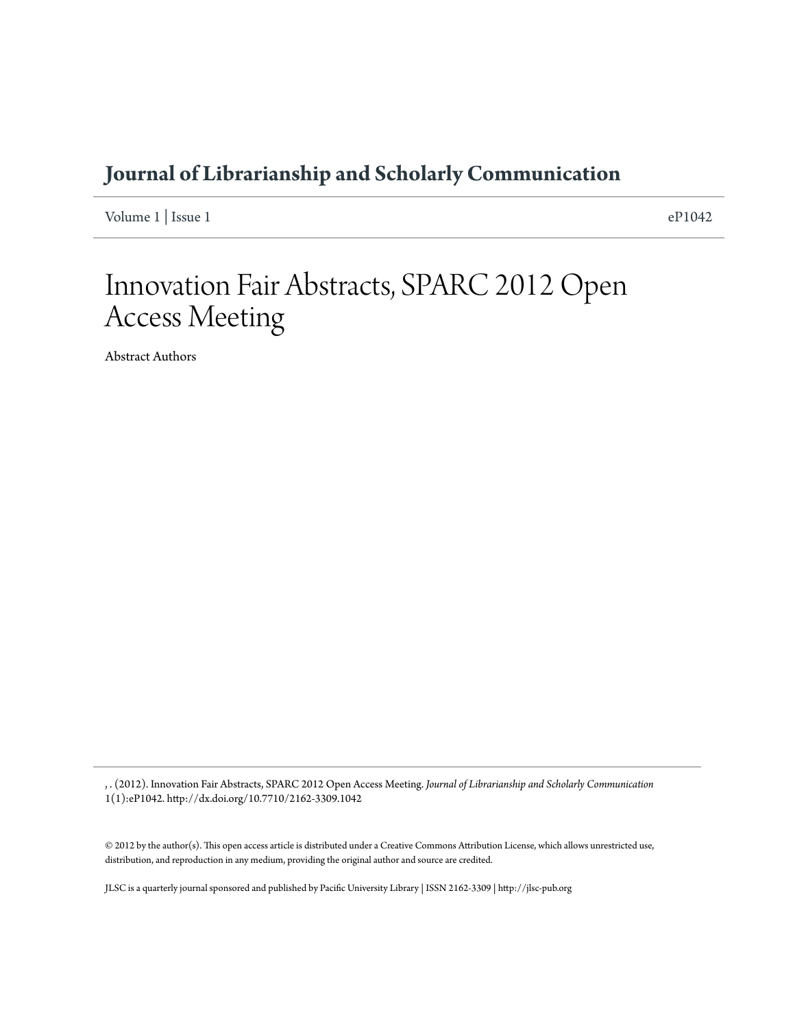**Journal of Librarianship and Scholarly Communication**

Volume 1 | Issue 1 eP1042

# Innovation Fair Abstracts, SPARC 2012 Open Access Meeting

Abstract Authors

, . (2012). Innovation Fair Abstracts, SPARC 2012 Open Access Meeting. *Journal of Librarianship and Scholarly Communication* 1(1):eP1042. http://dx.doi.org/10.7710/2162-3309.1042

© 2012 by the author(s). This open access article is distributed under a Creative Commons Attribution License, which allows unrestricted use, distribution, and reproduction in any medium, providing the original author and source are credited.

JLSC is a quarterly journal sponsored and published by Pacific University Library | ISSN 2162-3309 | http://jlsc-pub.org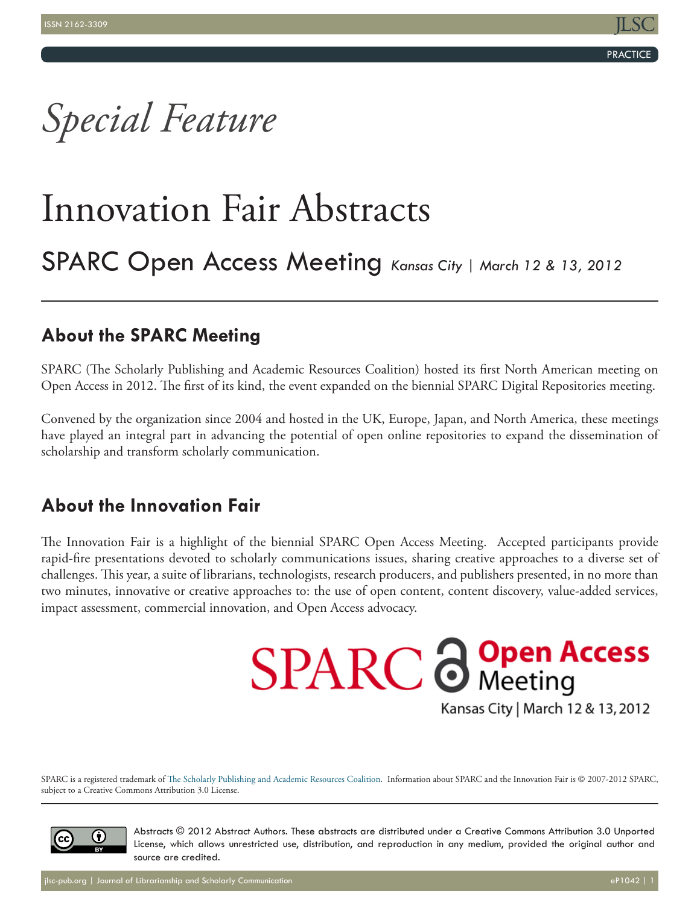*Special Feature*

# Innovation Fair Abstracts

## SPARC Open Access Meeting *Kansas City | March 12 & 13, 2012*

### About the SPARC Meeting

SPARC (The Scholarly Publishing and Academic Resources Coalition) hosted its first North American meeting on Open Access in 2012. The first of its kind, the event expanded on the biennial SPARC Digital Repositories meeting.

Convened by the organization since 2004 and hosted in the UK, Europe, Japan, and North America, these meetings have played an integral part in advancing the potential of open online repositories to expand the dissemination of scholarship and transform scholarly communication.

### About the Innovation Fair

The Innovation Fair is a highlight of the biennial SPARC Open Access Meeting. Accepted participants provide rapid-fire presentations devoted to scholarly communications issues, sharing creative approaches to a diverse set of challenges. This year, a suite of librarians, technologists, research producers, and publishers presented, in no more than two minutes, innovative or creative approaches to: the use of open content, content discovery, value-added services, impact assessment, commercial innovation, and Open Access advocacy.

SPARC Open Access Meeting
Kansas City | March 12 & 13, 2012

SPARC is a registered trademark of The Scholarly Publishing and Academic Resources Coalition. Information about SPARC and the Innovation Fair is © 2007-2012 SPARC, subject to a Creative Commons Attribution 3.0 License.

Abstracts © 2012 Abstract Authors. These abstracts are distributed under a Creative Commons Attribution 3.0 Unported License, which allows unrestricted use, distribution, and reproduction in any medium, provided the original author and source are credited.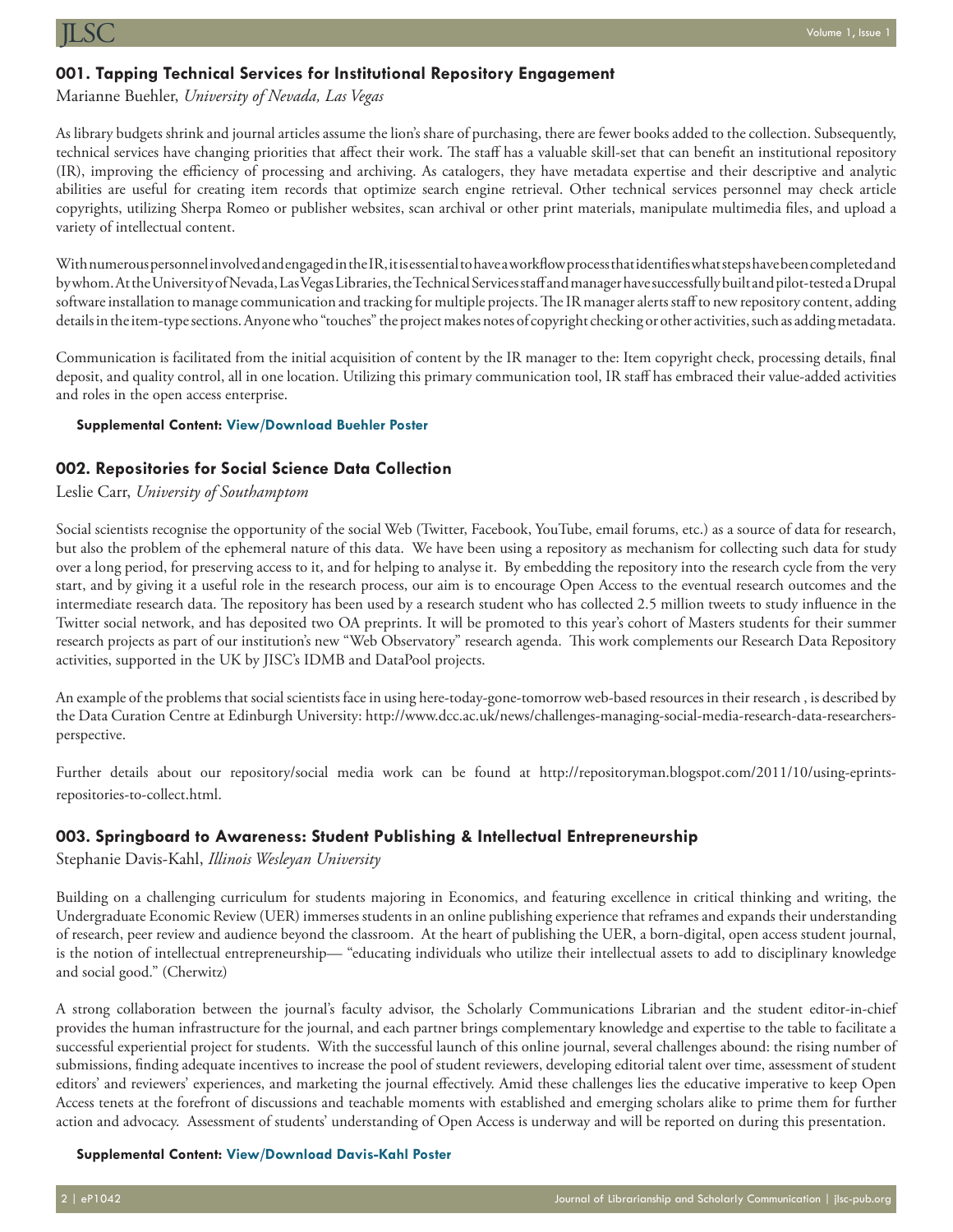### 001. Tapping Technical Services for Institutional Repository Engagement

Marianne Buehler, *University of Nevada, Las Vegas*

As library budgets shrink and journal articles assume the lion's share of purchasing, there are fewer books added to the collection. Subsequently, technical services have changing priorities that affect their work. The staff has a valuable skill-set that can benefit an institutional repository (IR), improving the efficiency of processing and archiving. As catalogers, they have metadata expertise and their descriptive and analytic abilities are useful for creating item records that optimize search engine retrieval. Other technical services personnel may check article copyrights, utilizing Sherpa Romeo or publisher websites, scan archival or other print materials, manipulate multimedia files, and upload a variety of intellectual content.

With numerous personnel involved and engaged in the IR, it is essential to have a workflow process that identifies what steps have been completed and by whom. At the University of Nevada, Las Vegas Libraries, the Technical Services staff and manager have successfully built and pilot-tested a Drupal software installation to manage communication and tracking for multiple projects. The IR manager alerts staff to new repository content, adding details in the item-type sections. Anyone who "touches" the project makes notes of copyright checking or other activities, such as adding metadata.

Communication is facilitated from the initial acquisition of content by the IR manager to the: Item copyright check, processing details, final deposit, and quality control, all in one location. Utilizing this primary communication tool, IR staff has embraced their value-added activities and roles in the open access enterprise.

**Supplemental Content: View/Download Buehler Poster**

### 002. Repositories for Social Science Data Collection

Leslie Carr, *University of Southamptom*

Social scientists recognise the opportunity of the social Web (Twitter, Facebook, YouTube, email forums, etc.) as a source of data for research, but also the problem of the ephemeral nature of this data. We have been using a repository as mechanism for collecting such data for study over a long period, for preserving access to it, and for helping to analyse it. By embedding the repository into the research cycle from the very start, and by giving it a useful role in the research process, our aim is to encourage Open Access to the eventual research outcomes and the intermediate research data. The repository has been used by a research student who has collected 2.5 million tweets to study influence in the Twitter social network, and has deposited two OA preprints. It will be promoted to this year's cohort of Masters students for their summer research projects as part of our institution's new "Web Observatory" research agenda. This work complements our Research Data Repository activities, supported in the UK by JISC's IDMB and DataPool projects.

An example of the problems that social scientists face in using here-today-gone-tomorrow web-based resources in their research , is described by the Data Curation Centre at Edinburgh University: http://www.dcc.ac.uk/news/challenges-managing-social-media-research-data-researchers-perspective.

Further details about our repository/social media work can be found at http://repositoryman.blogspot.com/2011/10/using-eprints-repositories-to-collect.html.

### 003. Springboard to Awareness: Student Publishing & Intellectual Entrepreneurship

Stephanie Davis-Kahl, *Illinois Wesleyan University*

Building on a challenging curriculum for students majoring in Economics, and featuring excellence in critical thinking and writing, the Undergraduate Economic Review (UER) immerses students in an online publishing experience that reframes and expands their understanding of research, peer review and audience beyond the classroom. At the heart of publishing the UER, a born-digital, open access student journal, is the notion of intellectual entrepreneurship— "educating individuals who utilize their intellectual assets to add to disciplinary knowledge and social good." (Cherwitz)

A strong collaboration between the journal's faculty advisor, the Scholarly Communications Librarian and the student editor-in-chief provides the human infrastructure for the journal, and each partner brings complementary knowledge and expertise to the table to facilitate a successful experiential project for students. With the successful launch of this online journal, several challenges abound: the rising number of submissions, finding adequate incentives to increase the pool of student reviewers, developing editorial talent over time, assessment of student editors' and reviewers' experiences, and marketing the journal effectively. Amid these challenges lies the educative imperative to keep Open Access tenets at the forefront of discussions and teachable moments with established and emerging scholars alike to prime them for further action and advocacy. Assessment of students' understanding of Open Access is underway and will be reported on during this presentation.

**Supplemental Content: View/Download Davis-Kahl Poster**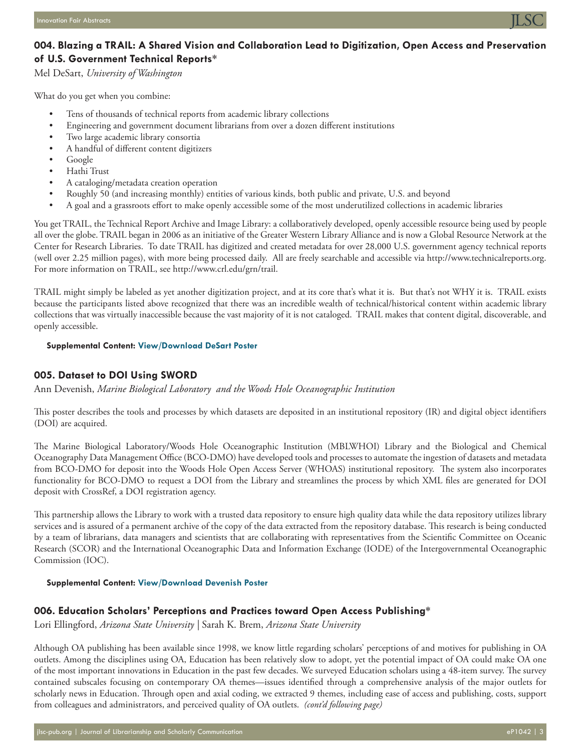### 004. Blazing a TRAIL: A Shared Vision and Collaboration Lead to Digitization, Open Access and Preservation of U.S. Government Technical Reports*

Mel DeSart, *University of Washington*

What do you get when you combine:

- Tens of thousands of technical reports from academic library collections
- Engineering and government document librarians from over a dozen different institutions
- Two large academic library consortia
- A handful of different content digitizers
- Google
- Hathi Trust
- A cataloging/metadata creation operation
- Roughly 50 (and increasing monthly) entities of various kinds, both public and private, U.S. and beyond
- A goal and a grassroots effort to make openly accessible some of the most underutilized collections in academic libraries

You get TRAIL, the Technical Report Archive and Image Library: a collaboratively developed, openly accessible resource being used by people all over the globe. TRAIL began in 2006 as an initiative of the Greater Western Library Alliance and is now a Global Resource Network at the Center for Research Libraries. To date TRAIL has digitized and created metadata for over 28,000 U.S. government agency technical reports (well over 2.25 million pages), with more being processed daily. All are freely searchable and accessible via http://www.technicalreports.org. For more information on TRAIL, see http://www.crl.edu/grn/trail.

TRAIL might simply be labeled as yet another digitization project, and at its core that's what it is. But that's not WHY it is. TRAIL exists because the participants listed above recognized that there was an incredible wealth of technical/historical content within academic library collections that was virtually inaccessible because the vast majority of it is not cataloged. TRAIL makes that content digital, discoverable, and openly accessible.

**Supplemental Content: View/Download DeSart Poster**

### 005. Dataset to DOI Using SWORD

Ann Devenish, *Marine Biological Laboratory and the Woods Hole Oceanographic Institution*

This poster describes the tools and processes by which datasets are deposited in an institutional repository (IR) and digital object identifiers (DOI) are acquired.

The Marine Biological Laboratory/Woods Hole Oceanographic Institution (MBLWHOI) Library and the Biological and Chemical Oceanography Data Management Office (BCO-DMO) have developed tools and processes to automate the ingestion of datasets and metadata from BCO-DMO for deposit into the Woods Hole Open Access Server (WHOAS) institutional repository. The system also incorporates functionality for BCO-DMO to request a DOI from the Library and streamlines the process by which XML files are generated for DOI deposit with CrossRef, a DOI registration agency.

This partnership allows the Library to work with a trusted data repository to ensure high quality data while the data repository utilizes library services and is assured of a permanent archive of the copy of the data extracted from the repository database. This research is being conducted by a team of librarians, data managers and scientists that are collaborating with representatives from the Scientific Committee on Oceanic Research (SCOR) and the International Oceanographic Data and Information Exchange (IODE) of the Intergovernmental Oceanographic Commission (IOC).

**Supplemental Content: View/Download Devenish Poster**

### 006. Education Scholars' Perceptions and Practices toward Open Access Publishing*

Lori Ellingford, *Arizona State University* | Sarah K. Brem, *Arizona State University*

Although OA publishing has been available since 1998, we know little regarding scholars' perceptions of and motives for publishing in OA outlets. Among the disciplines using OA, Education has been relatively slow to adopt, yet the potential impact of OA could make OA one of the most important innovations in Education in the past few decades. We surveyed Education scholars using a 48-item survey. The survey contained subscales focusing on contemporary OA themes—issues identified through a comprehensive analysis of the major outlets for scholarly news in Education. Through open and axial coding, we extracted 9 themes, including ease of access and publishing, costs, support from colleagues and administrators, and perceived quality of OA outlets. *(cont'd following page)*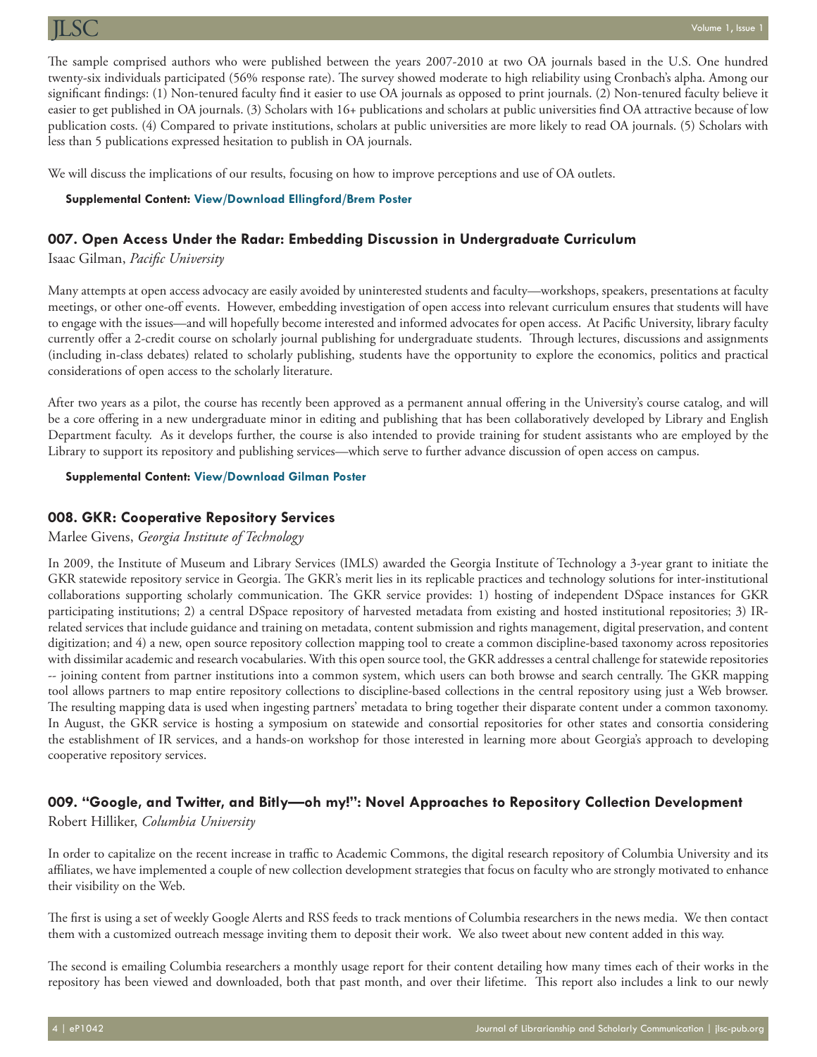The sample comprised authors who were published between the years 2007-2010 at two OA journals based in the U.S. One hundred twenty-six individuals participated (56% response rate). The survey showed moderate to high reliability using Cronbach's alpha. Among our significant findings: (1) Non-tenured faculty find it easier to use OA journals as opposed to print journals. (2) Non-tenured faculty believe it easier to get published in OA journals. (3) Scholars with 16+ publications and scholars at public universities find OA attractive because of low publication costs. (4) Compared to private institutions, scholars at public universities are more likely to read OA journals. (5) Scholars with less than 5 publications expressed hesitation to publish in OA journals.

We will discuss the implications of our results, focusing on how to improve perceptions and use of OA outlets.

**Supplemental Content: View/Download Ellingford/Brem Poster**

### 007. Open Access Under the Radar: Embedding Discussion in Undergraduate Curriculum

Isaac Gilman, *Pacific University*

Many attempts at open access advocacy are easily avoided by uninterested students and faculty—workshops, speakers, presentations at faculty meetings, or other one-off events. However, embedding investigation of open access into relevant curriculum ensures that students will have to engage with the issues—and will hopefully become interested and informed advocates for open access. At Pacific University, library faculty currently offer a 2-credit course on scholarly journal publishing for undergraduate students. Through lectures, discussions and assignments (including in-class debates) related to scholarly publishing, students have the opportunity to explore the economics, politics and practical considerations of open access to the scholarly literature.

After two years as a pilot, the course has recently been approved as a permanent annual offering in the University's course catalog, and will be a core offering in a new undergraduate minor in editing and publishing that has been collaboratively developed by Library and English Department faculty. As it develops further, the course is also intended to provide training for student assistants who are employed by the Library to support its repository and publishing services—which serve to further advance discussion of open access on campus.

**Supplemental Content: View/Download Gilman Poster**

### 008. GKR: Cooperative Repository Services

Marlee Givens, *Georgia Institute of Technology*

In 2009, the Institute of Museum and Library Services (IMLS) awarded the Georgia Institute of Technology a 3-year grant to initiate the GKR statewide repository service in Georgia. The GKR's merit lies in its replicable practices and technology solutions for inter-institutional collaborations supporting scholarly communication. The GKR service provides: 1) hosting of independent DSpace instances for GKR participating institutions; 2) a central DSpace repository of harvested metadata from existing and hosted institutional repositories; 3) IR-related services that include guidance and training on metadata, content submission and rights management, digital preservation, and content digitization; and 4) a new, open source repository collection mapping tool to create a common discipline-based taxonomy across repositories with dissimilar academic and research vocabularies. With this open source tool, the GKR addresses a central challenge for statewide repositories -- joining content from partner institutions into a common system, which users can both browse and search centrally. The GKR mapping tool allows partners to map entire repository collections to discipline-based collections in the central repository using just a Web browser. The resulting mapping data is used when ingesting partners' metadata to bring together their disparate content under a common taxonomy. In August, the GKR service is hosting a symposium on statewide and consortial repositories for other states and consortia considering the establishment of IR services, and a hands-on workshop for those interested in learning more about Georgia's approach to developing cooperative repository services.

### 009. "Google, and Twitter, and Bitly—oh my!": Novel Approaches to Repository Collection Development

Robert Hilliker, *Columbia University*

In order to capitalize on the recent increase in traffic to Academic Commons, the digital research repository of Columbia University and its affiliates, we have implemented a couple of new collection development strategies that focus on faculty who are strongly motivated to enhance their visibility on the Web.

The first is using a set of weekly Google Alerts and RSS feeds to track mentions of Columbia researchers in the news media. We then contact them with a customized outreach message inviting them to deposit their work. We also tweet about new content added in this way.

The second is emailing Columbia researchers a monthly usage report for their content detailing how many times each of their works in the repository has been viewed and downloaded, both that past month, and over their lifetime. This report also includes a link to our newly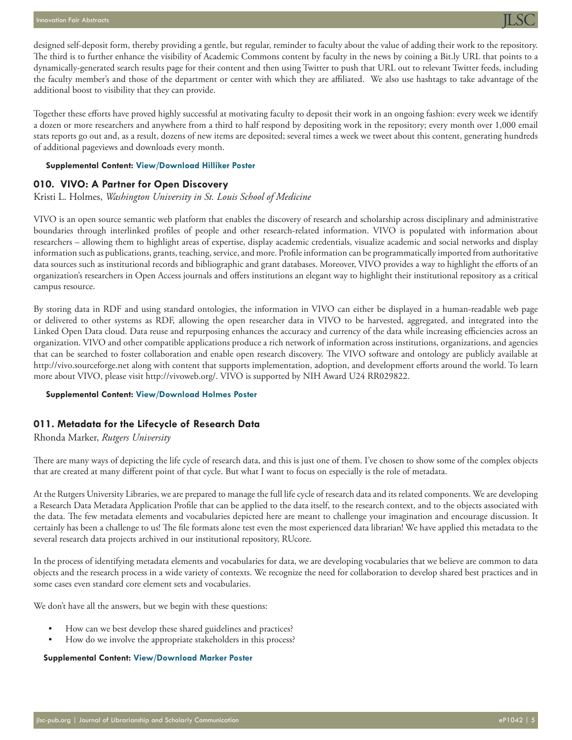designed self-deposit form, thereby providing a gentle, but regular, reminder to faculty about the value of adding their work to the repository. The third is to further enhance the visibility of Academic Commons content by faculty in the news by coining a Bit.ly URL that points to a dynamically-generated search results page for their content and then using Twitter to push that URL out to relevant Twitter feeds, including the faculty member's and those of the department or center with which they are affiliated. We also use hashtags to take advantage of the additional boost to visibility that they can provide.

Together these efforts have proved highly successful at motivating faculty to deposit their work in an ongoing fashion: every week we identify a dozen or more researchers and anywhere from a third to half respond by depositing work in the repository; every month over 1,000 email stats reports go out and, as a result, dozens of new items are deposited; several times a week we tweet about this content, generating hundreds of additional pageviews and downloads every month.

**Supplemental Content: View/Download Hilliker Poster**

### 010. VIVO: A Partner for Open Discovery

Kristi L. Holmes, *Washington University in St. Louis School of Medicine*

VIVO is an open source semantic web platform that enables the discovery of research and scholarship across disciplinary and administrative boundaries through interlinked profiles of people and other research-related information. VIVO is populated with information about researchers – allowing them to highlight areas of expertise, display academic credentials, visualize academic and social networks and display information such as publications, grants, teaching, service, and more. Profile information can be programmatically imported from authoritative data sources such as institutional records and bibliographic and grant databases. Moreover, VIVO provides a way to highlight the efforts of an organization's researchers in Open Access journals and offers institutions an elegant way to highlight their institutional repository as a critical campus resource.

By storing data in RDF and using standard ontologies, the information in VIVO can either be displayed in a human-readable web page or delivered to other systems as RDF, allowing the open researcher data in VIVO to be harvested, aggregated, and integrated into the Linked Open Data cloud. Data reuse and repurposing enhances the accuracy and currency of the data while increasing efficiencies across an organization. VIVO and other compatible applications produce a rich network of information across institutions, organizations, and agencies that can be searched to foster collaboration and enable open research discovery. The VIVO software and ontology are publicly available at http://vivo.sourceforge.net along with content that supports implementation, adoption, and development efforts around the world. To learn more about VIVO, please visit http://vivoweb.org/. VIVO is supported by NIH Award U24 RR029822.

**Supplemental Content: View/Download Holmes Poster**

### 011. Metadata for the Lifecycle of Research Data

Rhonda Marker, *Rutgers University*

There are many ways of depicting the life cycle of research data, and this is just one of them. I've chosen to show some of the complex objects that are created at many different point of that cycle. But what I want to focus on especially is the role of metadata.

At the Rutgers University Libraries, we are prepared to manage the full life cycle of research data and its related components. We are developing a Research Data Metadata Application Profile that can be applied to the data itself, to the research context, and to the objects associated with the data. The few metadata elements and vocabularies depicted here are meant to challenge your imagination and encourage discussion. It certainly has been a challenge to us! The file formats alone test even the most experienced data librarian! We have applied this metadata to the several research data projects archived in our institutional repository, RUcore.

In the process of identifying metadata elements and vocabularies for data, we are developing vocabularies that we believe are common to data objects and the research process in a wide variety of contexts. We recognize the need for collaboration to develop shared best practices and in some cases even standard core element sets and vocabularies.

We don't have all the answers, but we begin with these questions:

- How can we best develop these shared guidelines and practices?
- How do we involve the appropriate stakeholders in this process?

**Supplemental Content: View/Download Marker Poster**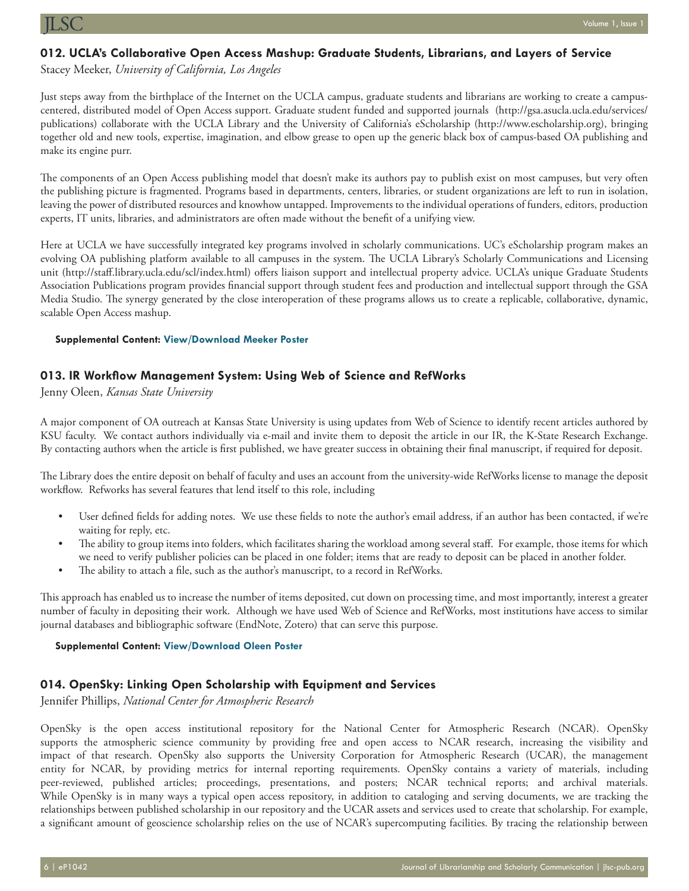### 012. UCLA's Collaborative Open Access Mashup: Graduate Students, Librarians, and Layers of Service

Stacey Meeker, *University of California, Los Angeles*

Just steps away from the birthplace of the Internet on the UCLA campus, graduate students and librarians are working to create a campus-centered, distributed model of Open Access support. Graduate student funded and supported journals (http://gsa.asucla.ucla.edu/services/publications) collaborate with the UCLA Library and the University of California's eScholarship (http://www.escholarship.org), bringing together old and new tools, expertise, imagination, and elbow grease to open up the generic black box of campus-based OA publishing and make its engine purr.

The components of an Open Access publishing model that doesn't make its authors pay to publish exist on most campuses, but very often the publishing picture is fragmented. Programs based in departments, centers, libraries, or student organizations are left to run in isolation, leaving the power of distributed resources and knowhow untapped. Improvements to the individual operations of funders, editors, production experts, IT units, libraries, and administrators are often made without the benefit of a unifying view.

Here at UCLA we have successfully integrated key programs involved in scholarly communications. UC's eScholarship program makes an evolving OA publishing platform available to all campuses in the system. The UCLA Library's Scholarly Communications and Licensing unit (http://staff.library.ucla.edu/scl/index.html) offers liaison support and intellectual property advice. UCLA's unique Graduate Students Association Publications program provides financial support through student fees and production and intellectual support through the GSA Media Studio. The synergy generated by the close interoperation of these programs allows us to create a replicable, collaborative, dynamic, scalable Open Access mashup.

**Supplemental Content: View/Download Meeker Poster**

### 013. IR Workflow Management System: Using Web of Science and RefWorks

Jenny Oleen, *Kansas State University*

A major component of OA outreach at Kansas State University is using updates from Web of Science to identify recent articles authored by KSU faculty. We contact authors individually via e-mail and invite them to deposit the article in our IR, the K-State Research Exchange. By contacting authors when the article is first published, we have greater success in obtaining their final manuscript, if required for deposit.

The Library does the entire deposit on behalf of faculty and uses an account from the university-wide RefWorks license to manage the deposit workflow. Refworks has several features that lend itself to this role, including

- User defined fields for adding notes. We use these fields to note the author's email address, if an author has been contacted, if we're waiting for reply, etc.
- The ability to group items into folders, which facilitates sharing the workload among several staff. For example, those items for which we need to verify publisher policies can be placed in one folder; items that are ready to deposit can be placed in another folder.
- The ability to attach a file, such as the author's manuscript, to a record in RefWorks.

This approach has enabled us to increase the number of items deposited, cut down on processing time, and most importantly, interest a greater number of faculty in depositing their work. Although we have used Web of Science and RefWorks, most institutions have access to similar journal databases and bibliographic software (EndNote, Zotero) that can serve this purpose.

**Supplemental Content: View/Download Oleen Poster**

### 014. OpenSky: Linking Open Scholarship with Equipment and Services

Jennifer Phillips, *National Center for Atmospheric Research*

OpenSky is the open access institutional repository for the National Center for Atmospheric Research (NCAR). OpenSky supports the atmospheric science community by providing free and open access to NCAR research, increasing the visibility and impact of that research. OpenSky also supports the University Corporation for Atmospheric Research (UCAR), the management entity for NCAR, by providing metrics for internal reporting requirements. OpenSky contains a variety of materials, including peer-reviewed, published articles; proceedings, presentations, and posters; NCAR technical reports; and archival materials. While OpenSky is in many ways a typical open access repository, in addition to cataloging and serving documents, we are tracking the relationships between published scholarship in our repository and the UCAR assets and services used to create that scholarship. For example, a significant amount of geoscience scholarship relies on the use of NCAR's supercomputing facilities. By tracing the relationship between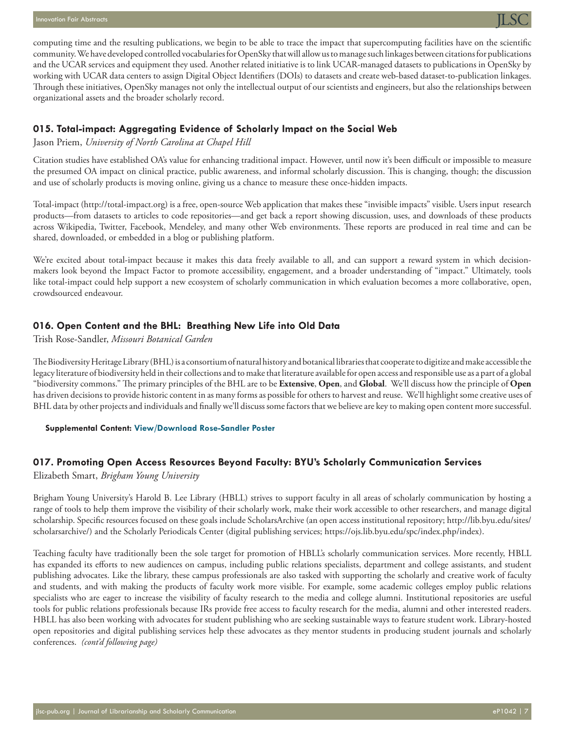computing time and the resulting publications, we begin to be able to trace the impact that supercomputing facilities have on the scientific community. We have developed controlled vocabularies for OpenSky that will allow us to manage such linkages between citations for publications and the UCAR services and equipment they used. Another related initiative is to link UCAR-managed datasets to publications in OpenSky by working with UCAR data centers to assign Digital Object Identifiers (DOIs) to datasets and create web-based dataset-to-publication linkages. Through these initiatives, OpenSky manages not only the intellectual output of our scientists and engineers, but also the relationships between organizational assets and the broader scholarly record.

### 015. Total-impact: Aggregating Evidence of Scholarly Impact on the Social Web

Jason Priem, *University of North Carolina at Chapel Hill*

Citation studies have established OA's value for enhancing traditional impact. However, until now it's been difficult or impossible to measure the presumed OA impact on clinical practice, public awareness, and informal scholarly discussion. This is changing, though; the discussion and use of scholarly products is moving online, giving us a chance to measure these once-hidden impacts.

Total-impact (http://total-impact.org) is a free, open-source Web application that makes these "invisible impacts" visible. Users input research products—from datasets to articles to code repositories—and get back a report showing discussion, uses, and downloads of these products across Wikipedia, Twitter, Facebook, Mendeley, and many other Web environments. These reports are produced in real time and can be shared, downloaded, or embedded in a blog or publishing platform.

We're excited about total-impact because it makes this data freely available to all, and can support a reward system in which decision-makers look beyond the Impact Factor to promote accessibility, engagement, and a broader understanding of "impact." Ultimately, tools like total-impact could help support a new ecosystem of scholarly communication in which evaluation becomes a more collaborative, open, crowdsourced endeavour.

### 016. Open Content and the BHL: Breathing New Life into Old Data

Trish Rose-Sandler, *Missouri Botanical Garden*

The Biodiversity Heritage Library (BHL) is a consortium of natural history and botanical libraries that cooperate to digitize and make accessible the legacy literature of biodiversity held in their collections and to make that literature available for open access and responsible use as a part of a global "biodiversity commons." The primary principles of the BHL are to be **Extensive**, **Open**, and **Global**. We'll discuss how the principle of **Open** has driven decisions to provide historic content in as many forms as possible for others to harvest and reuse. We'll highlight some creative uses of BHL data by other projects and individuals and finally we'll discuss some factors that we believe are key to making open content more successful.

**Supplemental Content: View/Download Rose-Sandler Poster**

### 017. Promoting Open Access Resources Beyond Faculty: BYU's Scholarly Communication Services

Elizabeth Smart, *Brigham Young University*

Brigham Young University's Harold B. Lee Library (HBLL) strives to support faculty in all areas of scholarly communication by hosting a range of tools to help them improve the visibility of their scholarly work, make their work accessible to other researchers, and manage digital scholarship. Specific resources focused on these goals include ScholarsArchive (an open access institutional repository; http://lib.byu.edu/sites/scholarsarchive/) and the Scholarly Periodicals Center (digital publishing services; https://ojs.lib.byu.edu/spc/index.php/index).

Teaching faculty have traditionally been the sole target for promotion of HBLL's scholarly communication services. More recently, HBLL has expanded its efforts to new audiences on campus, including public relations specialists, department and college assistants, and student publishing advocates. Like the library, these campus professionals are also tasked with supporting the scholarly and creative work of faculty and students, and with making the products of faculty work more visible. For example, some academic colleges employ public relations specialists who are eager to increase the visibility of faculty research to the media and college alumni. Institutional repositories are useful tools for public relations professionals because IRs provide free access to faculty research for the media, alumni and other interested readers. HBLL has also been working with advocates for student publishing who are seeking sustainable ways to feature student work. Library-hosted open repositories and digital publishing services help these advocates as they mentor students in producing student journals and scholarly conferences. *(cont'd following page)*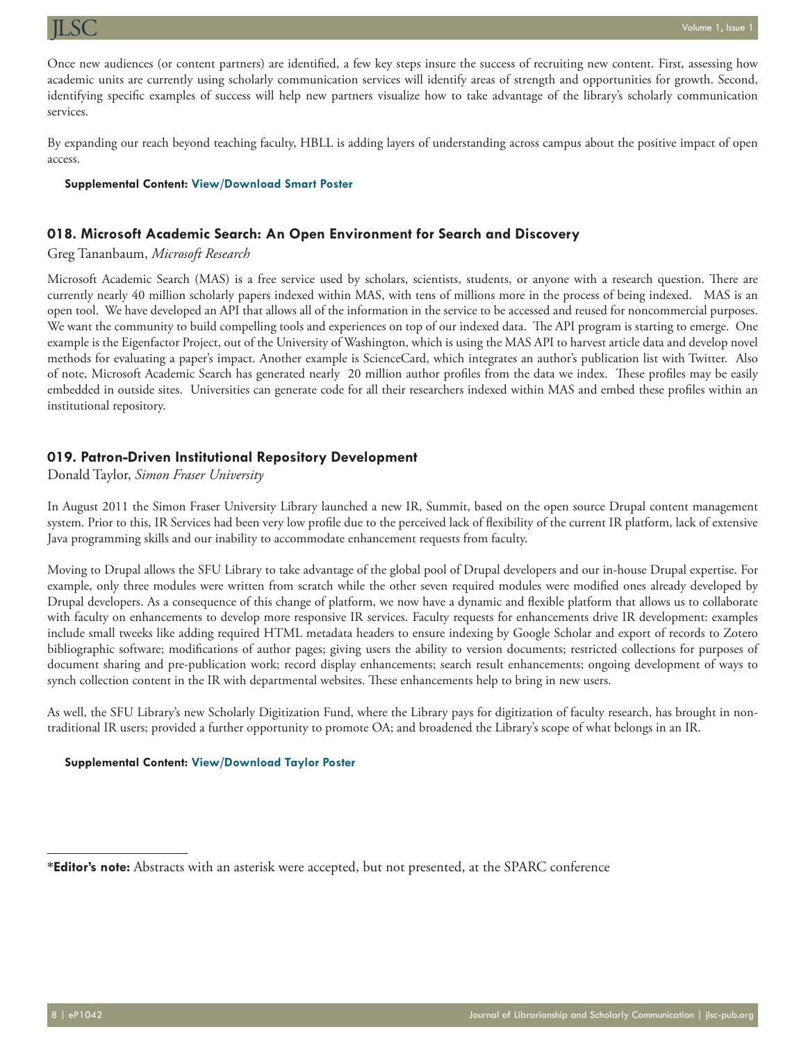Once new audiences (or content partners) are identified, a few key steps insure the success of recruiting new content. First, assessing how academic units are currently using scholarly communication services will identify areas of strength and opportunities for growth. Second, identifying specific examples of success will help new partners visualize how to take advantage of the library's scholarly communication services.

By expanding our reach beyond teaching faculty, HBLL is adding layers of understanding across campus about the positive impact of open access.

**Supplemental Content: View/Download Smart Poster**

### 018. Microsoft Academic Search: An Open Environment for Search and Discovery

Greg Tananbaum, *Microsoft Research*

Microsoft Academic Search (MAS) is a free service used by scholars, scientists, students, or anyone with a research question. There are currently nearly 40 million scholarly papers indexed within MAS, with tens of millions more in the process of being indexed. MAS is an open tool. We have developed an API that allows all of the information in the service to be accessed and reused for noncommercial purposes. We want the community to build compelling tools and experiences on top of our indexed data. The API program is starting to emerge. One example is the Eigenfactor Project, out of the University of Washington, which is using the MAS API to harvest article data and develop novel methods for evaluating a paper's impact. Another example is ScienceCard, which integrates an author's publication list with Twitter. Also of note, Microsoft Academic Search has generated nearly 20 million author profiles from the data we index. These profiles may be easily embedded in outside sites. Universities can generate code for all their researchers indexed within MAS and embed these profiles within an institutional repository.

### 019. Patron-Driven Institutional Repository Development

Donald Taylor, *Simon Fraser University*

In August 2011 the Simon Fraser University Library launched a new IR, Summit, based on the open source Drupal content management system. Prior to this, IR Services had been very low profile due to the perceived lack of flexibility of the current IR platform, lack of extensive Java programming skills and our inability to accommodate enhancement requests from faculty.

Moving to Drupal allows the SFU Library to take advantage of the global pool of Drupal developers and our in-house Drupal expertise. For example, only three modules were written from scratch while the other seven required modules were modified ones already developed by Drupal developers. As a consequence of this change of platform, we now have a dynamic and flexible platform that allows us to collaborate with faculty on enhancements to develop more responsive IR services. Faculty requests for enhancements drive IR development: examples include small tweeks like adding required HTML metadata headers to ensure indexing by Google Scholar and export of records to Zotero bibliographic software; modifications of author pages; giving users the ability to version documents; restricted collections for purposes of document sharing and pre-publication work; record display enhancements; search result enhancements; ongoing development of ways to synch collection content in the IR with departmental websites. These enhancements help to bring in new users.

As well, the SFU Library's new Scholarly Digitization Fund, where the Library pays for digitization of faculty research, has brought in non-traditional IR users; provided a further opportunity to promote OA; and broadened the Library's scope of what belongs in an IR.

**Supplemental Content: View/Download Taylor Poster**

---

***Editor's note:** Abstracts with an asterisk were accepted, but not presented, at the SPARC conference